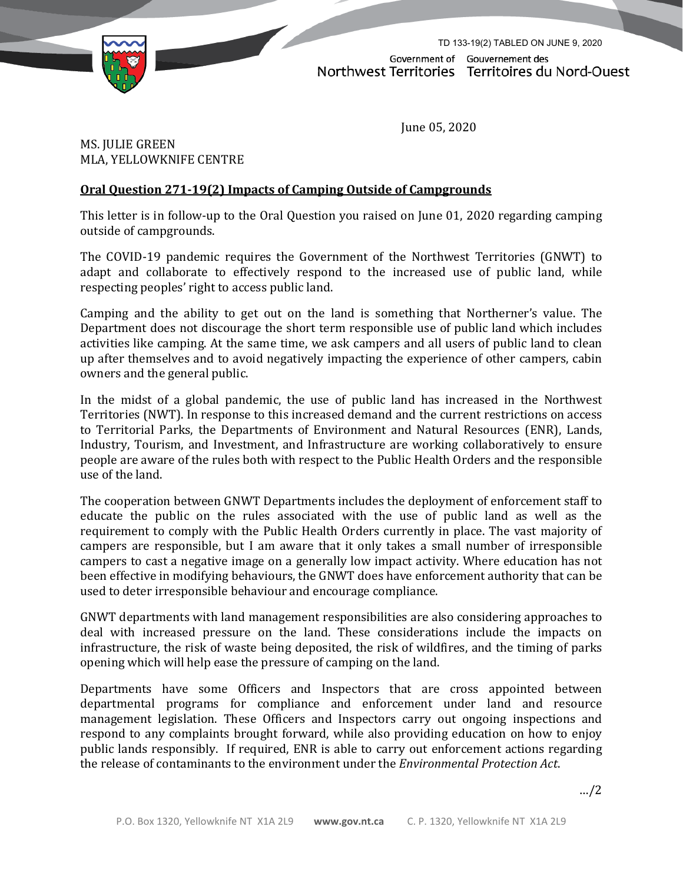TD 133-19(2) TABLED ON JUNE 9, 2020

Government of Northwest Territories
Gouvernement des Territoires du Nord-Ouest

June 05, 2020

MS. JULIE GREEN
MLA, YELLOWKNIFE CENTRE

**Oral Question 271-19(2) Impacts of Camping Outside of Campgrounds**

This letter is in follow-up to the Oral Question you raised on June 01, 2020 regarding camping outside of campgrounds.

The COVID-19 pandemic requires the Government of the Northwest Territories (GNWT) to adapt and collaborate to effectively respond to the increased use of public land, while respecting peoples' right to access public land.

Camping and the ability to get out on the land is something that Northerner's value. The Department does not discourage the short term responsible use of public land which includes activities like camping. At the same time, we ask campers and all users of public land to clean up after themselves and to avoid negatively impacting the experience of other campers, cabin owners and the general public.

In the midst of a global pandemic, the use of public land has increased in the Northwest Territories (NWT). In response to this increased demand and the current restrictions on access to Territorial Parks, the Departments of Environment and Natural Resources (ENR), Lands, Industry, Tourism, and Investment, and Infrastructure are working collaboratively to ensure people are aware of the rules both with respect to the Public Health Orders and the responsible use of the land.

The cooperation between GNWT Departments includes the deployment of enforcement staff to educate the public on the rules associated with the use of public land as well as the requirement to comply with the Public Health Orders currently in place. The vast majority of campers are responsible, but I am aware that it only takes a small number of irresponsible campers to cast a negative image on a generally low impact activity. Where education has not been effective in modifying behaviours, the GNWT does have enforcement authority that can be used to deter irresponsible behaviour and encourage compliance.

GNWT departments with land management responsibilities are also considering approaches to deal with increased pressure on the land. These considerations include the impacts on infrastructure, the risk of waste being deposited, the risk of wildfires, and the timing of parks opening which will help ease the pressure of camping on the land.

Departments have some Officers and Inspectors that are cross appointed between departmental programs for compliance and enforcement under land and resource management legislation. These Officers and Inspectors carry out ongoing inspections and respond to any complaints brought forward, while also providing education on how to enjoy public lands responsibly. If required, ENR is able to carry out enforcement actions regarding the release of contaminants to the environment under the *Environmental Protection Act*.

…/2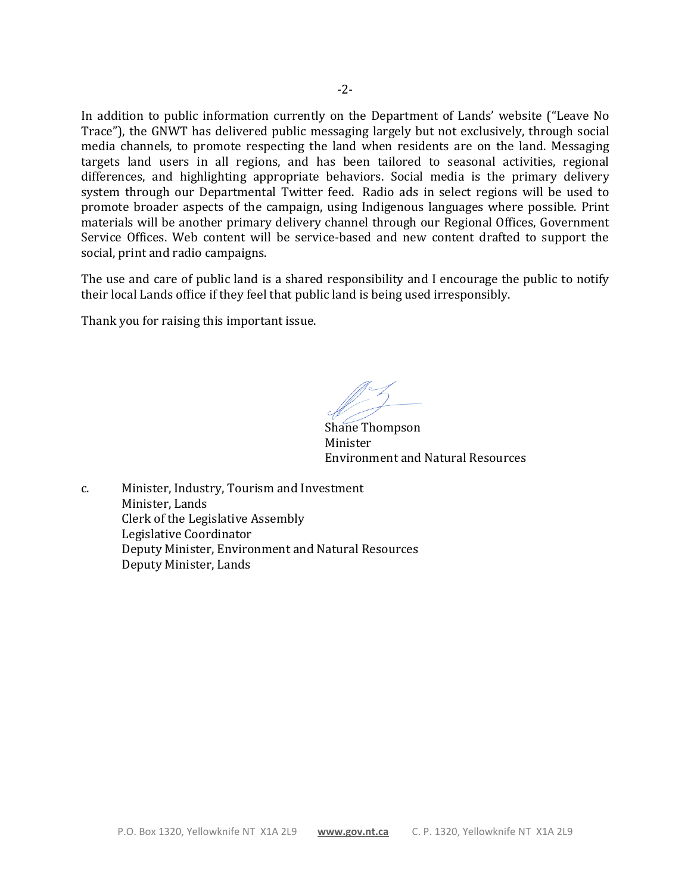In addition to public information currently on the Department of Lands' website ("Leave No Trace"), the GNWT has delivered public messaging largely but not exclusively, through social media channels, to promote respecting the land when residents are on the land. Messaging targets land users in all regions, and has been tailored to seasonal activities, regional differences, and highlighting appropriate behaviors. Social media is the primary delivery system through our Departmental Twitter feed. Radio ads in select regions will be used to promote broader aspects of the campaign, using Indigenous languages where possible. Print materials will be another primary delivery channel through our Regional Offices, Government Service Offices. Web content will be service-based and new content drafted to support the social, print and radio campaigns.

The use and care of public land is a shared responsibility and I encourage the public to notify their local Lands office if they feel that public land is being used irresponsibly.

Thank you for raising this important issue.

Shane Thompson
Minister
Environment and Natural Resources

c. Minister, Industry, Tourism and Investment
Minister, Lands
Clerk of the Legislative Assembly
Legislative Coordinator
Deputy Minister, Environment and Natural Resources
Deputy Minister, Lands